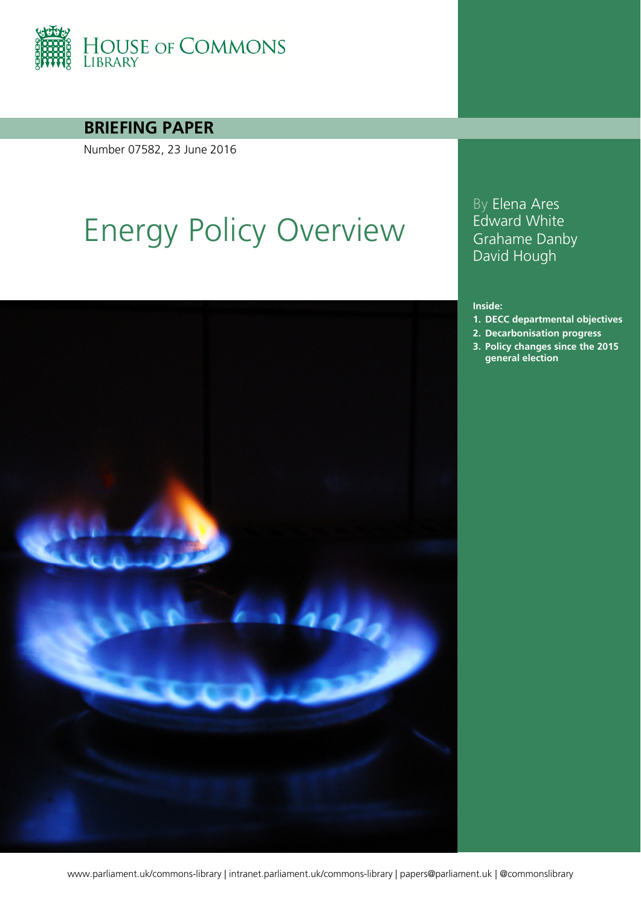HOUSE OF COMMONS LIBRARY

**BRIEFING PAPER**

Number 07582, 23 June 2016

# Energy Policy Overview

By Elena Ares
Edward White
Grahame Danby
David Hough

**Inside:**

1. **DECC departmental objectives**
2. **Decarbonisation progress**
3. **Policy changes since the 2015 general election**

www.parliament.uk/commons-library | intranet.parliament.uk/commons-library | papers@parliament.uk | @commonslibrary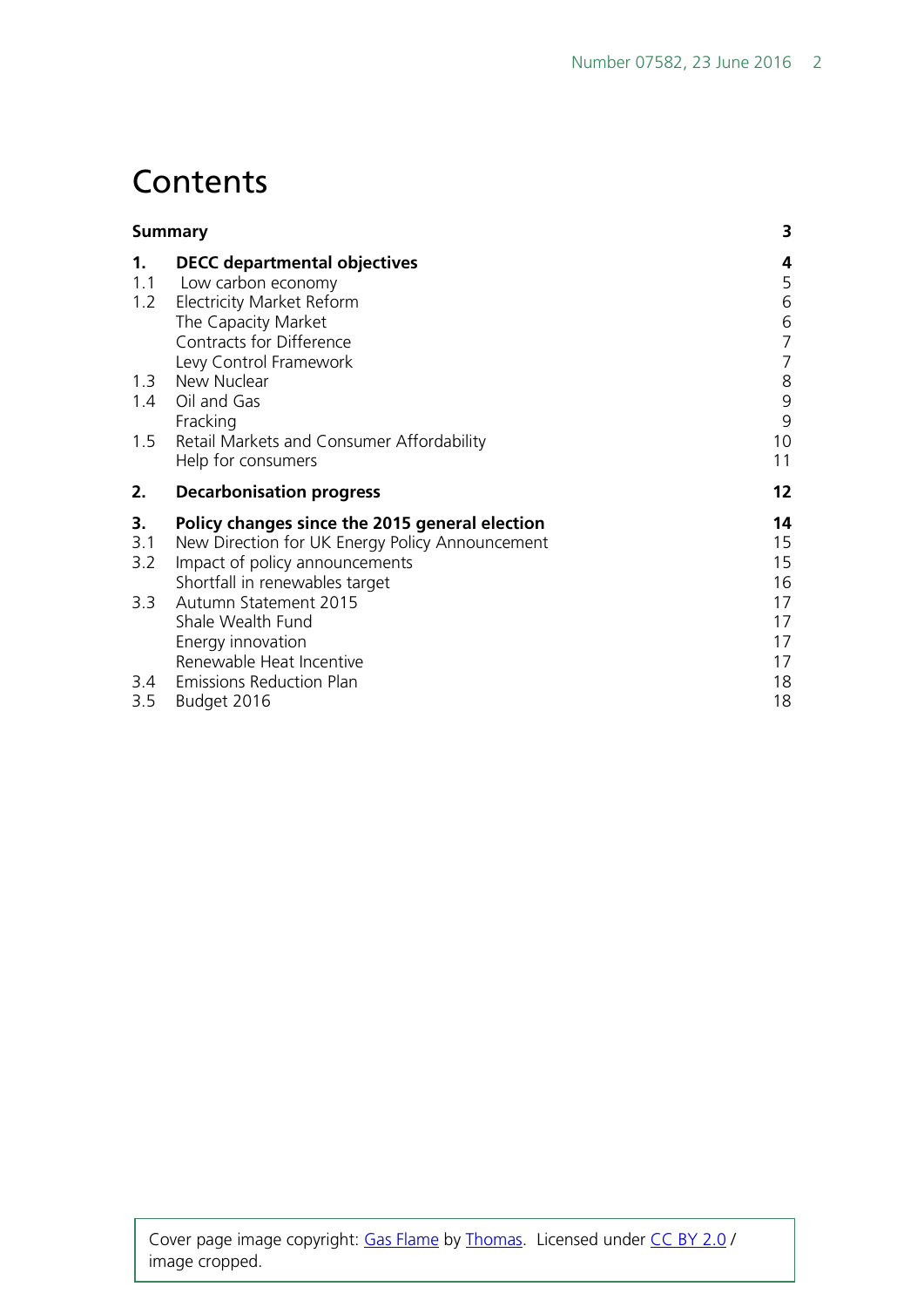# Contents

| | | |
|---|---|---|
| **Summary** | | **3** |
| **1.** | **DECC departmental objectives** | **4** |
| 1.1 | Low carbon economy | 5 |
| 1.2 | Electricity Market Reform | 6 |
| | The Capacity Market | 6 |
| | Contracts for Difference | 7 |
| | Levy Control Framework | 7 |
| 1.3 | New Nuclear | 8 |
| 1.4 | Oil and Gas | 9 |
| | Fracking | 9 |
| 1.5 | Retail Markets and Consumer Affordability | 10 |
| | Help for consumers | 11 |
| **2.** | **Decarbonisation progress** | **12** |
| **3.** | **Policy changes since the 2015 general election** | **14** |
| 3.1 | New Direction for UK Energy Policy Announcement | 15 |
| 3.2 | Impact of policy announcements | 15 |
| | Shortfall in renewables target | 16 |
| 3.3 | Autumn Statement 2015 | 17 |
| | Shale Wealth Fund | 17 |
| | Energy innovation | 17 |
| | Renewable Heat Incentive | 17 |
| 3.4 | Emissions Reduction Plan | 18 |
| 3.5 | Budget 2016 | 18 |

Cover page image copyright: Gas Flame by Thomas. Licensed under CC BY 2.0 / image cropped.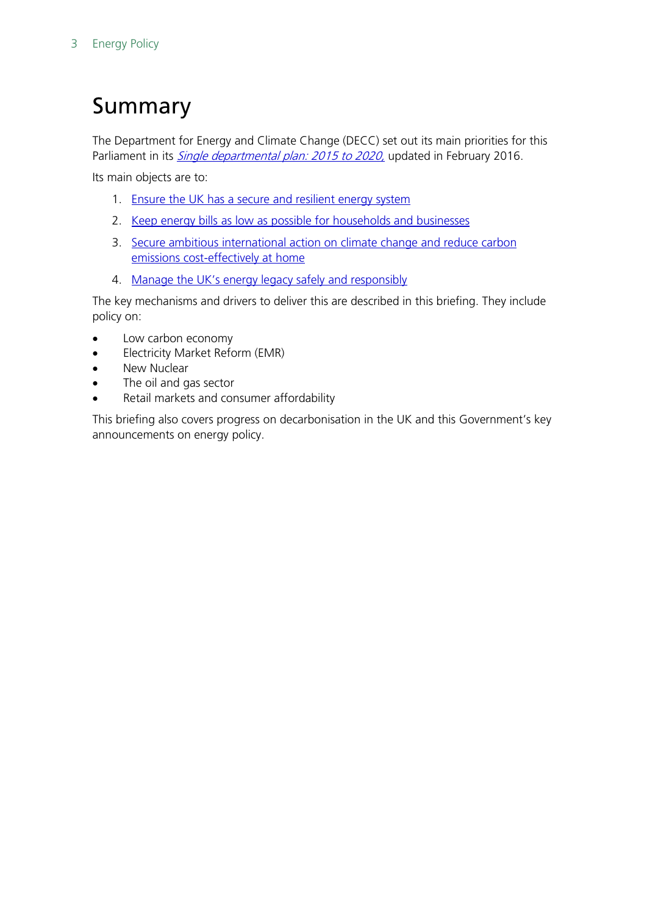# Summary

The Department for Energy and Climate Change (DECC) set out its main priorities for this Parliament in its *Single departmental plan: 2015 to 2020,* updated in February 2016.

Its main objects are to:

1. Ensure the UK has a secure and resilient energy system
2. Keep energy bills as low as possible for households and businesses
3. Secure ambitious international action on climate change and reduce carbon emissions cost-effectively at home
4. Manage the UK's energy legacy safely and responsibly

The key mechanisms and drivers to deliver this are described in this briefing. They include policy on:

- Low carbon economy
- Electricity Market Reform (EMR)
- New Nuclear
- The oil and gas sector
- Retail markets and consumer affordability

This briefing also covers progress on decarbonisation in the UK and this Government's key announcements on energy policy.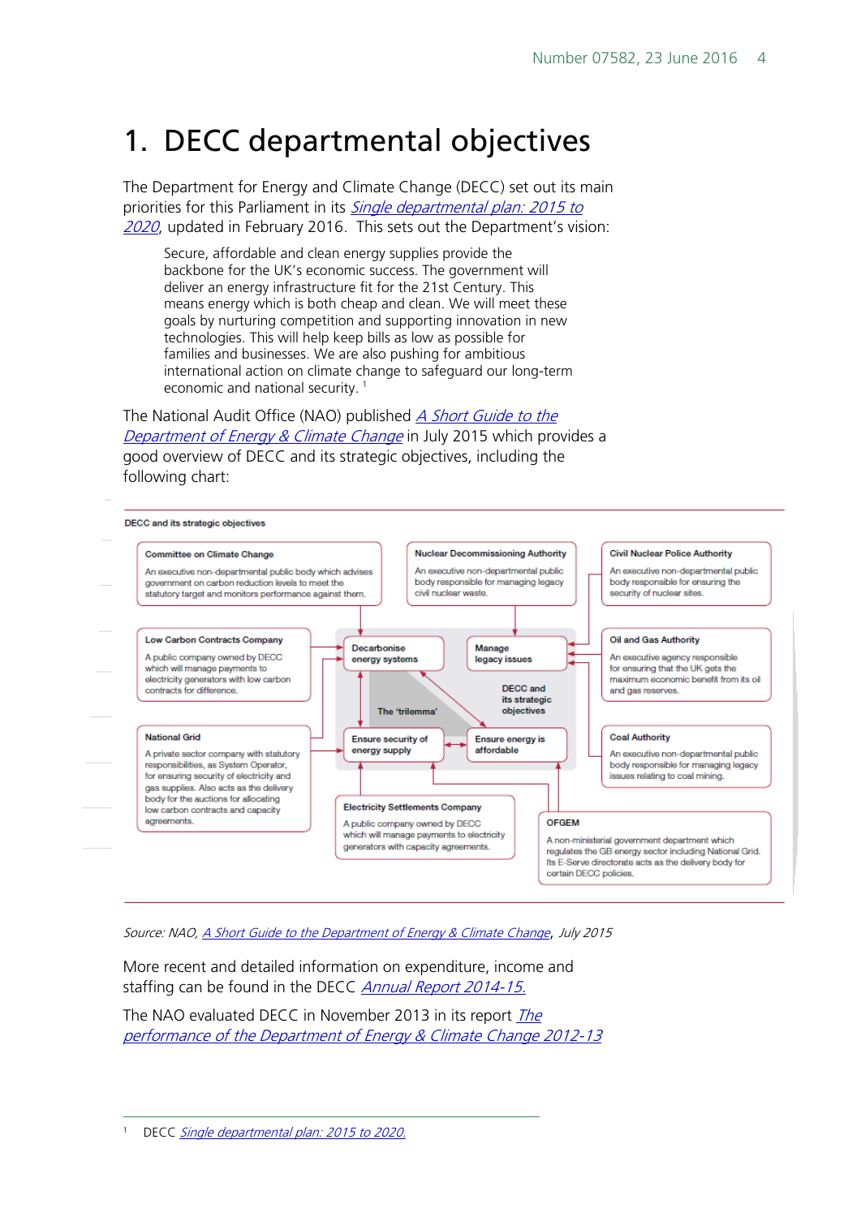# 1. DECC departmental objectives

The Department for Energy and Climate Change (DECC) set out its main priorities for this Parliament in its *Single departmental plan: 2015 to 2020*, updated in February 2016. This sets out the Department's vision:

> Secure, affordable and clean energy supplies provide the backbone for the UK's economic success. The government will deliver an energy infrastructure fit for the 21st Century. This means energy which is both cheap and clean. We will meet these goals by nurturing competition and supporting innovation in new technologies. This will help keep bills as low as possible for families and businesses. We are also pushing for ambitious international action on climate change to safeguard our long-term economic and national security. [1]

The National Audit Office (NAO) published *A Short Guide to the Department of Energy & Climate Change* in July 2015 which provides a good overview of DECC and its strategic objectives, including the following chart:

**DECC and its strategic objectives**

**Committee on Climate Change**
An executive non-departmental public body which advises government on carbon reduction levels to meet the statutory target and monitors performance against them.

**Nuclear Decommissioning Authority**
An executive non-departmental public body responsible for managing legacy civil nuclear waste.

**Civil Nuclear Police Authority**
An executive non-departmental public body responsible for ensuring the security of nuclear sites.

**Low Carbon Contracts Company**
A public company owned by DECC which will manage payments to electricity generators with low carbon contracts for difference.

**DECC and its strategic objectives** – The 'trilemma':
- Decarbonise energy systems
- Manage legacy issues
- Ensure security of energy supply
- Ensure energy is affordable

**Oil and Gas Authority**
An executive agency responsible for ensuring that the UK gets the maximum economic benefit from its oil and gas reserves.

**National Grid**
A private sector company with statutory responsibilities, as System Operator, for ensuring security of electricity and gas supplies. Also acts as the delivery body for the auctions for allocating low carbon contracts and capacity agreements.

**Coal Authority**
An executive non-departmental public body responsible for managing legacy issues relating to coal mining.

**Electricity Settlements Company**
A public company owned by DECC which will manage payments to electricity generators with capacity agreements.

**OFGEM**
A non-ministerial government department which regulates the GB energy sector including National Grid. Its E-Serve directorate acts as the delivery body for certain DECC policies.

*Source: NAO, A Short Guide to the Department of Energy & Climate Change, July 2015*

More recent and detailed information on expenditure, income and staffing can be found in the DECC *Annual Report 2014-15.*

The NAO evaluated DECC in November 2013 in its report *The performance of the Department of Energy & Climate Change 2012-13*

[1] DECC *Single departmental plan: 2015 to 2020.*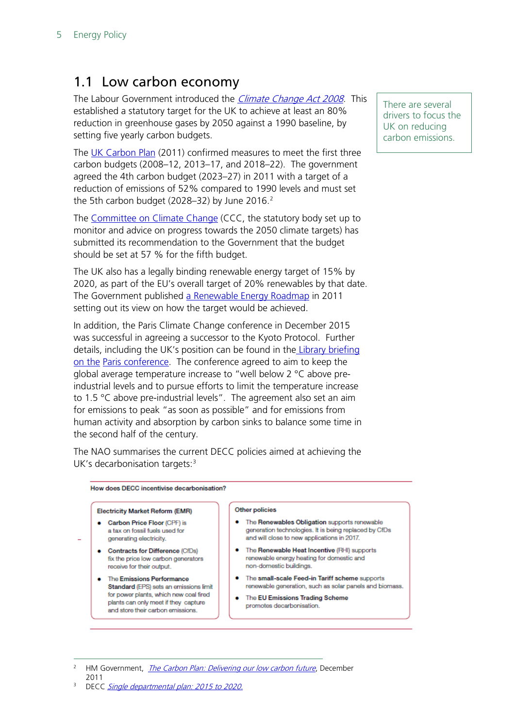## 1.1 Low carbon economy

The Labour Government introduced the *Climate Change Act 2008*. This established a statutory target for the UK to achieve at least an 80% reduction in greenhouse gases by 2050 against a 1990 baseline, by setting five yearly carbon budgets.

There are several drivers to focus the UK on reducing carbon emissions.

The UK Carbon Plan (2011) confirmed measures to meet the first three carbon budgets (2008–12, 2013–17, and 2018–22). The government agreed the 4th carbon budget (2023–27) in 2011 with a target of a reduction of emissions of 52% compared to 1990 levels and must set the 5th carbon budget (2028–32) by June 2016.[2]

The Committee on Climate Change (CCC, the statutory body set up to monitor and advice on progress towards the 2050 climate targets) has submitted its recommendation to the Government that the budget should be set at 57 % for the fifth budget.

The UK also has a legally binding renewable energy target of 15% by 2020, as part of the EU's overall target of 20% renewables by that date. The Government published a Renewable Energy Roadmap in 2011 setting out its view on how the target would be achieved.

In addition, the Paris Climate Change conference in December 2015 was successful in agreeing a successor to the Kyoto Protocol. Further details, including the UK's position can be found in the Library briefing on the Paris conference. The conference agreed to aim to keep the global average temperature increase to "well below 2 °C above pre-industrial levels and to pursue efforts to limit the temperature increase to 1.5 °C above pre-industrial levels". The agreement also set an aim for emissions to peak "as soon as possible" and for emissions from human activity and absorption by carbon sinks to balance some time in the second half of the century.

The NAO summarises the current DECC policies aimed at achieving the UK's decarbonisation targets:[3]

**How does DECC incentivise decarbonisation?**

**Electricity Market Reform (EMR)**

- **Carbon Price Floor** (CPF) is a tax on fossil fuels used for generating electricity.
- **Contracts for Difference** (CfDs) fix the price low carbon generators receive for their output.
- The **Emissions Performance Standard** (EPS) sets an emissions limit for power plants, which new coal fired plants can only meet if they capture and store their carbon emissions.

**Other policies**

- The **Renewables Obligation** supports renewable generation technologies. It is being replaced by CfDs and will close to new applications in 2017.
- The **Renewable Heat Incentive** (RHI) supports renewable energy heating for domestic and non-domestic buildings.
- The **small-scale Feed-in Tariff scheme** supports renewable generation, such as solar panels and biomass.
- The **EU Emissions Trading Scheme** promotes decarbonisation.

---

[2] HM Government, *The Carbon Plan: Delivering our low carbon future*, December 2011

[3] DECC *Single departmental plan: 2015 to 2020.*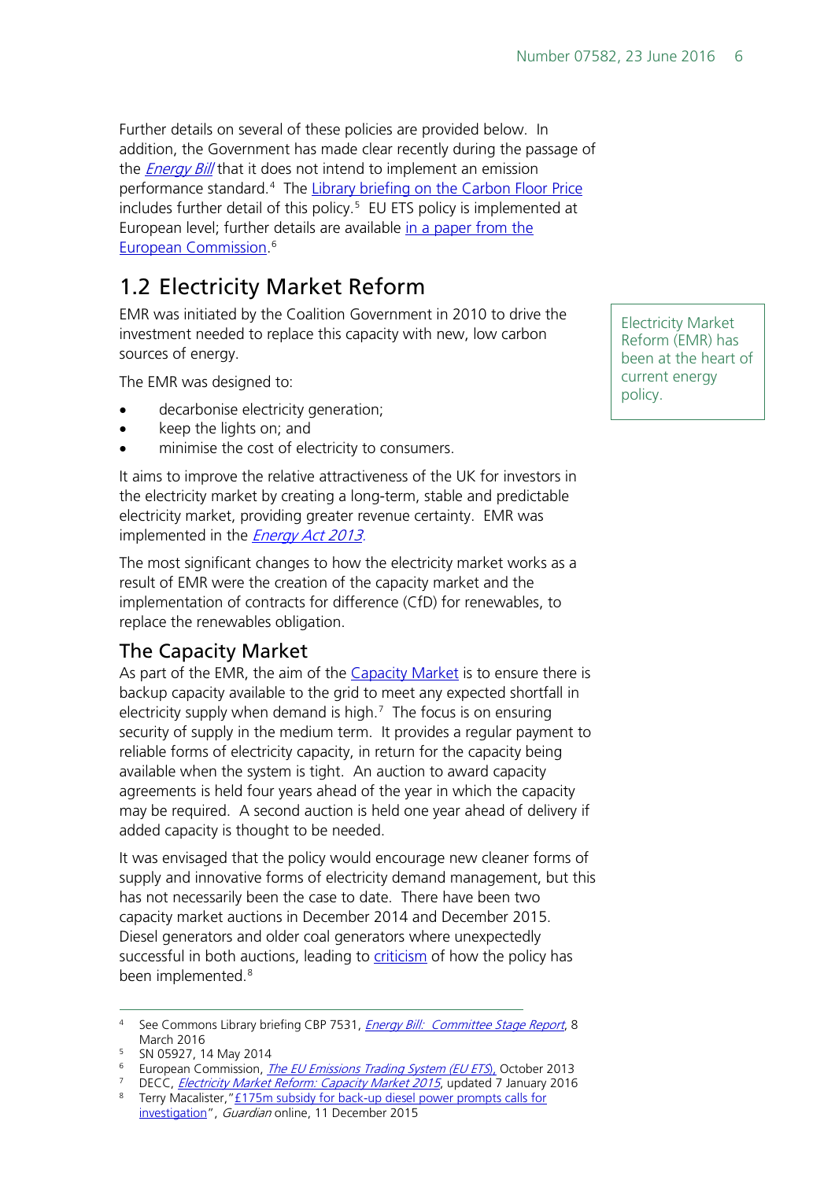Further details on several of these policies are provided below. In addition, the Government has made clear recently during the passage of the *Energy Bill* that it does not intend to implement an emission performance standard.[4] The Library briefing on the Carbon Floor Price includes further detail of this policy.[5] EU ETS policy is implemented at European level; further details are available in a paper from the European Commission.[6]

## 1.2 Electricity Market Reform

Electricity Market Reform (EMR) has been at the heart of current energy policy.

EMR was initiated by the Coalition Government in 2010 to drive the investment needed to replace this capacity with new, low carbon sources of energy.

The EMR was designed to:

- decarbonise electricity generation;
- keep the lights on; and
- minimise the cost of electricity to consumers.

It aims to improve the relative attractiveness of the UK for investors in the electricity market by creating a long-term, stable and predictable electricity market, providing greater revenue certainty. EMR was implemented in the *Energy Act 2013*.

The most significant changes to how the electricity market works as a result of EMR were the creation of the capacity market and the implementation of contracts for difference (CfD) for renewables, to replace the renewables obligation.

### The Capacity Market

As part of the EMR, the aim of the Capacity Market is to ensure there is backup capacity available to the grid to meet any expected shortfall in electricity supply when demand is high.[7] The focus is on ensuring security of supply in the medium term. It provides a regular payment to reliable forms of electricity capacity, in return for the capacity being available when the system is tight. An auction to award capacity agreements is held four years ahead of the year in which the capacity may be required. A second auction is held one year ahead of delivery if added capacity is thought to be needed.

It was envisaged that the policy would encourage new cleaner forms of supply and innovative forms of electricity demand management, but this has not necessarily been the case to date. There have been two capacity market auctions in December 2014 and December 2015. Diesel generators and older coal generators where unexpectedly successful in both auctions, leading to criticism of how the policy has been implemented.[8]

---

[4] See Commons Library briefing CBP 7531, *Energy Bill: Committee Stage Report*, 8 March 2016

[5] SN 05927, 14 May 2014

[6] European Commission, *The EU Emissions Trading System (EU ETS)*, October 2013

[7] DECC, *Electricity Market Reform: Capacity Market 2015*, updated 7 January 2016

[8] Terry Macalister, "£175m subsidy for back-up diesel power prompts calls for investigation", *Guardian* online, 11 December 2015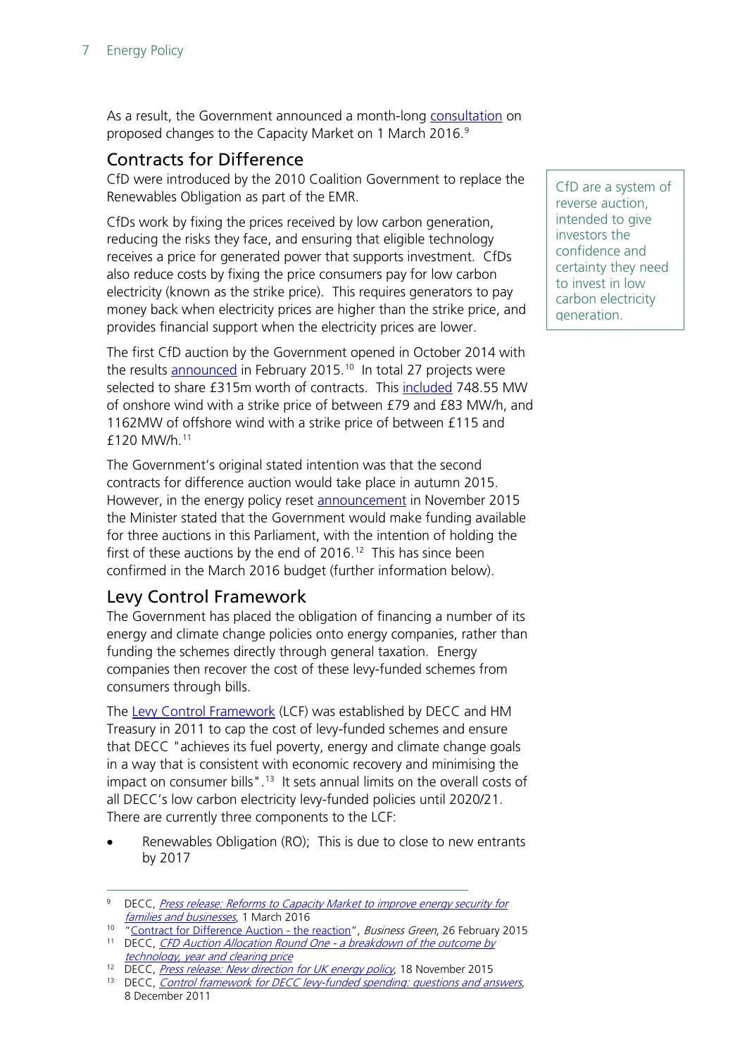As a result, the Government announced a month-long consultation on proposed changes to the Capacity Market on 1 March 2016.[9]

## Contracts for Difference

CfD were introduced by the 2010 Coalition Government to replace the Renewables Obligation as part of the EMR.

CfD are a system of reverse auction, intended to give investors the confidence and certainty they need to invest in low carbon electricity generation.

CfDs work by fixing the prices received by low carbon generation, reducing the risks they face, and ensuring that eligible technology receives a price for generated power that supports investment. CfDs also reduce costs by fixing the price consumers pay for low carbon electricity (known as the strike price). This requires generators to pay money back when electricity prices are higher than the strike price, and provides financial support when the electricity prices are lower.

The first CfD auction by the Government opened in October 2014 with the results announced in February 2015.[10] In total 27 projects were selected to share £315m worth of contracts. This included 748.55 MW of onshore wind with a strike price of between £79 and £83 MW/h, and 1162MW of offshore wind with a strike price of between £115 and £120 MW/h.[11]

The Government's original stated intention was that the second contracts for difference auction would take place in autumn 2015. However, in the energy policy reset announcement in November 2015 the Minister stated that the Government would make funding available for three auctions in this Parliament, with the intention of holding the first of these auctions by the end of 2016.[12] This has since been confirmed in the March 2016 budget (further information below).

## Levy Control Framework

The Government has placed the obligation of financing a number of its energy and climate change policies onto energy companies, rather than funding the schemes directly through general taxation. Energy companies then recover the cost of these levy-funded schemes from consumers through bills.

The Levy Control Framework (LCF) was established by DECC and HM Treasury in 2011 to cap the cost of levy-funded schemes and ensure that DECC "achieves its fuel poverty, energy and climate change goals in a way that is consistent with economic recovery and minimising the impact on consumer bills".[13] It sets annual limits on the overall costs of all DECC's low carbon electricity levy-funded policies until 2020/21. There are currently three components to the LCF:

- Renewables Obligation (RO); This is due to close to new entrants by 2017

---

[9] DECC, *Press release: Reforms to Capacity Market to improve energy security for families and businesses*, 1 March 2016

[10] "Contract for Difference Auction - the reaction", *Business Green*, 26 February 2015

[11] DECC, *CFD Auction Allocation Round One - a breakdown of the outcome by technology, year and clearing price*

[12] DECC, *Press release: New direction for UK energy policy*, 18 November 2015

[13] DECC, *Control framework for DECC levy-funded spending: questions and answers*, 8 December 2011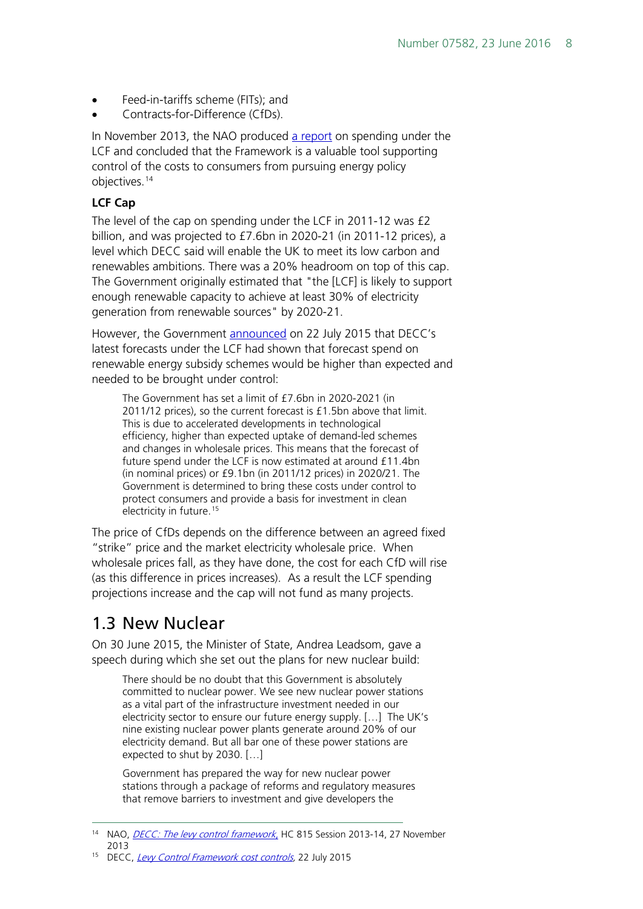- Feed-in-tariffs scheme (FITs); and
- Contracts-for-Difference (CfDs).

In November 2013, the NAO produced a report on spending under the LCF and concluded that the Framework is a valuable tool supporting control of the costs to consumers from pursuing energy policy objectives.[14]

**LCF Cap**

The level of the cap on spending under the LCF in 2011-12 was £2 billion, and was projected to £7.6bn in 2020-21 (in 2011-12 prices), a level which DECC said will enable the UK to meet its low carbon and renewables ambitions. There was a 20% headroom on top of this cap. The Government originally estimated that "the [LCF] is likely to support enough renewable capacity to achieve at least 30% of electricity generation from renewable sources" by 2020-21.

However, the Government announced on 22 July 2015 that DECC's latest forecasts under the LCF had shown that forecast spend on renewable energy subsidy schemes would be higher than expected and needed to be brought under control:

> The Government has set a limit of £7.6bn in 2020-2021 (in 2011/12 prices), so the current forecast is £1.5bn above that limit. This is due to accelerated developments in technological efficiency, higher than expected uptake of demand-led schemes and changes in wholesale prices. This means that the forecast of future spend under the LCF is now estimated at around £11.4bn (in nominal prices) or £9.1bn (in 2011/12 prices) in 2020/21. The Government is determined to bring these costs under control to protect consumers and provide a basis for investment in clean electricity in future.[15]

The price of CfDs depends on the difference between an agreed fixed "strike" price and the market electricity wholesale price. When wholesale prices fall, as they have done, the cost for each CfD will rise (as this difference in prices increases). As a result the LCF spending projections increase and the cap will not fund as many projects.

## 1.3 New Nuclear

On 30 June 2015, the Minister of State, Andrea Leadsom, gave a speech during which she set out the plans for new nuclear build:

> There should be no doubt that this Government is absolutely committed to nuclear power. We see new nuclear power stations as a vital part of the infrastructure investment needed in our electricity sector to ensure our future energy supply. […] The UK's nine existing nuclear power plants generate around 20% of our electricity demand. But all bar one of these power stations are expected to shut by 2030. […]
>
> Government has prepared the way for new nuclear power stations through a package of reforms and regulatory measures that remove barriers to investment and give developers the

---

[14] NAO, *DECC: The levy control framework*, HC 815 Session 2013-14, 27 November 2013

[15] DECC, *Levy Control Framework cost controls*, 22 July 2015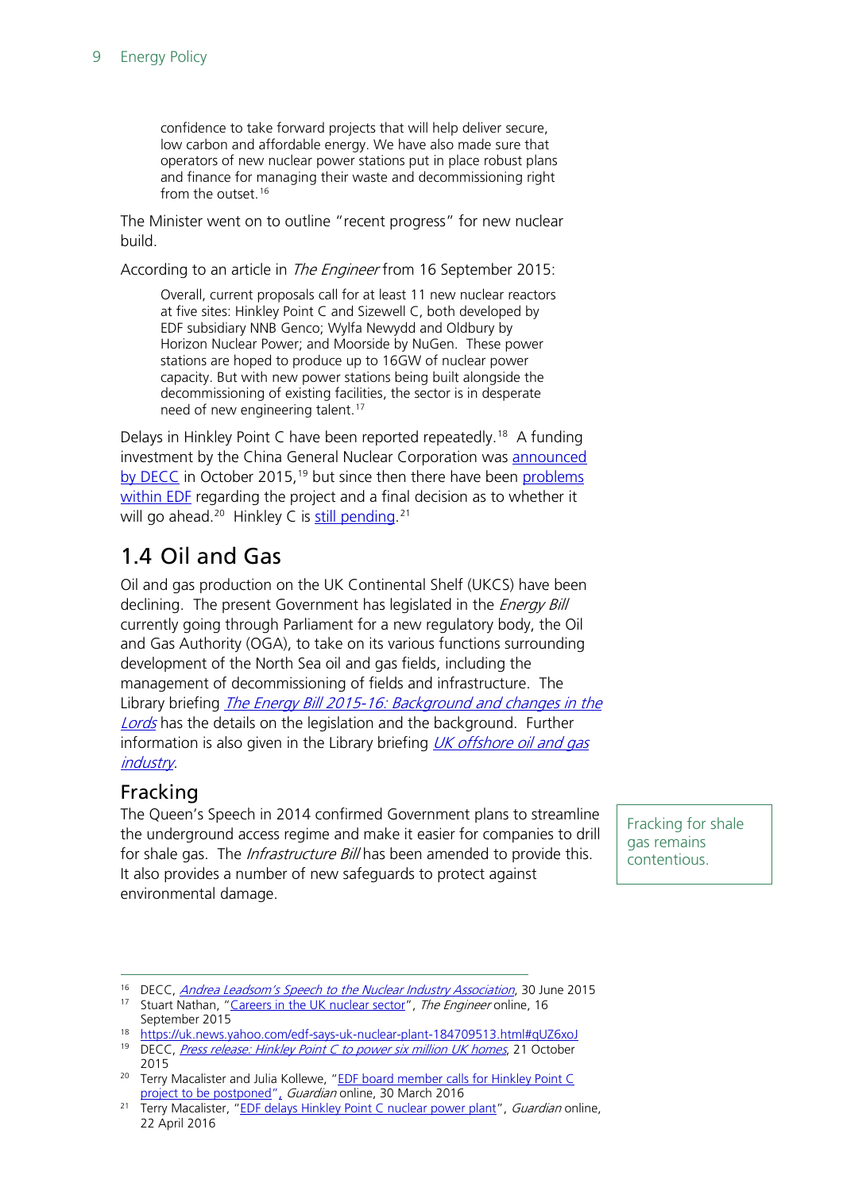> confidence to take forward projects that will help deliver secure, low carbon and affordable energy. We have also made sure that operators of new nuclear power stations put in place robust plans and finance for managing their waste and decommissioning right from the outset.[16]

The Minister went on to outline "recent progress" for new nuclear build.

According to an article in *The Engineer* from 16 September 2015:

> Overall, current proposals call for at least 11 new nuclear reactors at five sites: Hinkley Point C and Sizewell C, both developed by EDF subsidiary NNB Genco; Wylfa Newydd and Oldbury by Horizon Nuclear Power; and Moorside by NuGen. These power stations are hoped to produce up to 16GW of nuclear power capacity. But with new power stations being built alongside the decommissioning of existing facilities, the sector is in desperate need of new engineering talent.[17]

Delays in Hinkley Point C have been reported repeatedly.[18] A funding investment by the China General Nuclear Corporation was announced by DECC in October 2015,[19] but since then there have been problems within EDF regarding the project and a final decision as to whether it will go ahead.[20] Hinkley C is still pending.[21]

## 1.4 Oil and Gas

Oil and gas production on the UK Continental Shelf (UKCS) have been declining. The present Government has legislated in the *Energy Bill* currently going through Parliament for a new regulatory body, the Oil and Gas Authority (OGA), to take on its various functions surrounding development of the North Sea oil and gas fields, including the management of decommissioning of fields and infrastructure. The Library briefing *The Energy Bill 2015-16: Background and changes in the Lords* has the details on the legislation and the background. Further information is also given in the Library briefing *UK offshore oil and gas industry*.

### Fracking

Fracking for shale gas remains contentious.

The Queen's Speech in 2014 confirmed Government plans to streamline the underground access regime and make it easier for companies to drill for shale gas. The *Infrastructure Bill* has been amended to provide this. It also provides a number of new safeguards to protect against environmental damage.

---

[16] DECC, *Andrea Leadsom's Speech to the Nuclear Industry Association*, 30 June 2015

[17] Stuart Nathan, "Careers in the UK nuclear sector", *The Engineer* online, 16 September 2015

[18] https://uk.news.yahoo.com/edf-says-uk-nuclear-plant-184709513.html#qUZ6xoJ

[19] DECC, *Press release: Hinkley Point C to power six million UK homes*, 21 October 2015

[20] Terry Macalister and Julia Kollewe, "EDF board member calls for Hinkley Point C project to be postponed", *Guardian* online, 30 March 2016

[21] Terry Macalister, "EDF delays Hinkley Point C nuclear power plant", *Guardian* online, 22 April 2016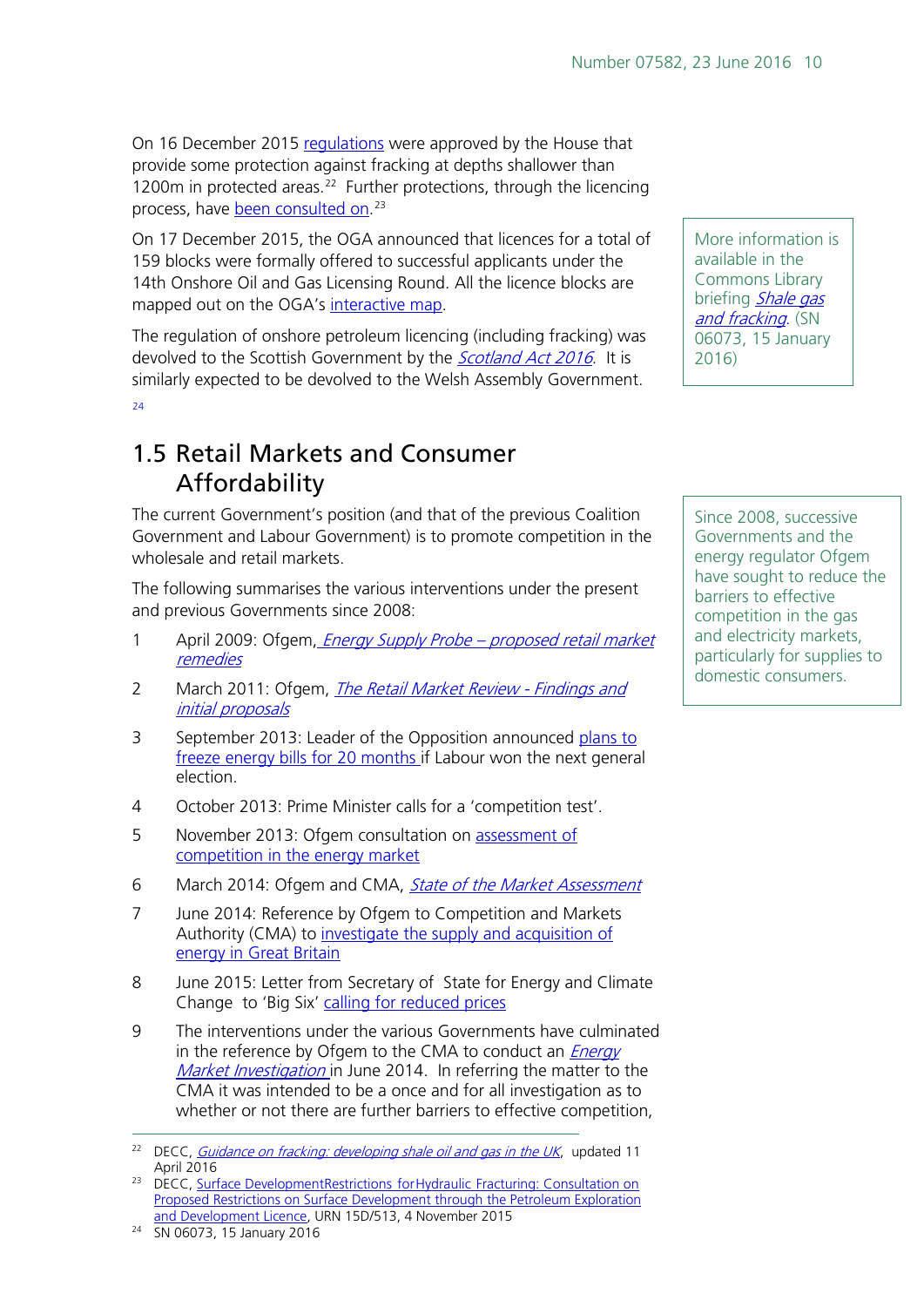On 16 December 2015 regulations were approved by the House that provide some protection against fracking at depths shallower than 1200m in protected areas.[22] Further protections, through the licencing process, have been consulted on.[23]

On 17 December 2015, the OGA announced that licences for a total of 159 blocks were formally offered to successful applicants under the 14th Onshore Oil and Gas Licensing Round. All the licence blocks are mapped out on the OGA's interactive map.

More information is available in the Commons Library briefing *Shale gas and fracking*. (SN 06073, 15 January 2016)

The regulation of onshore petroleum licencing (including fracking) was devolved to the Scottish Government by the *Scotland Act 2016*. It is similarly expected to be devolved to the Welsh Assembly Government. [24]

## 1.5 Retail Markets and Consumer Affordability

Since 2008, successive Governments and the energy regulator Ofgem have sought to reduce the barriers to effective competition in the gas and electricity markets, particularly for supplies to domestic consumers.

The current Government's position (and that of the previous Coalition Government and Labour Government) is to promote competition in the wholesale and retail markets.

The following summarises the various interventions under the present and previous Governments since 2008:

1. April 2009: Ofgem, *Energy Supply Probe – proposed retail market remedies*
2. March 2011: Ofgem, *The Retail Market Review - Findings and initial proposals*
3. September 2013: Leader of the Opposition announced plans to freeze energy bills for 20 months if Labour won the next general election.
4. October 2013: Prime Minister calls for a 'competition test'.
5. November 2013: Ofgem consultation on assessment of competition in the energy market
6. March 2014: Ofgem and CMA, *State of the Market Assessment*
7. June 2014: Reference by Ofgem to Competition and Markets Authority (CMA) to investigate the supply and acquisition of energy in Great Britain
8. June 2015: Letter from Secretary of State for Energy and Climate Change to 'Big Six' calling for reduced prices
9. The interventions under the various Governments have culminated in the reference by Ofgem to the CMA to conduct an *Energy Market Investigation* in June 2014. In referring the matter to the CMA it was intended to be a once and for all investigation as to whether or not there are further barriers to effective competition,

---

[22] DECC, *Guidance on fracking: developing shale oil and gas in the UK*, updated 11 April 2016

[23] DECC, Surface DevelopmentRestrictions forHydraulic Fracturing: Consultation on Proposed Restrictions on Surface Development through the Petroleum Exploration and Development Licence, URN 15D/513, 4 November 2015

[24] SN 06073, 15 January 2016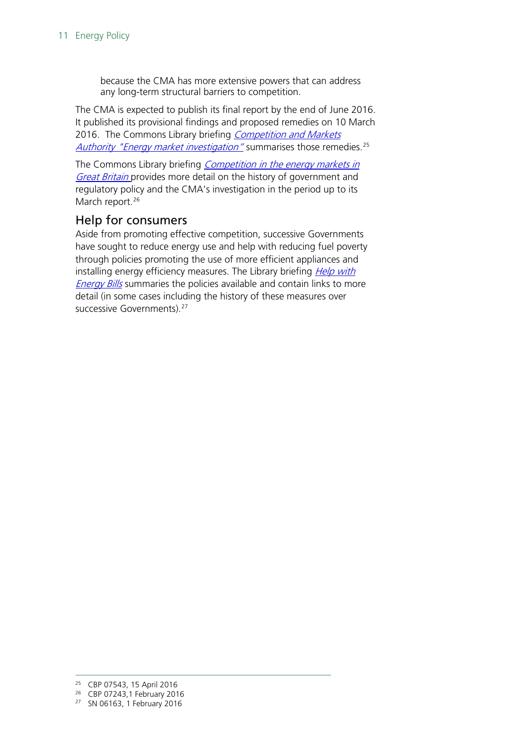because the CMA has more extensive powers that can address any long-term structural barriers to competition.

The CMA is expected to publish its final report by the end of June 2016. It published its provisional findings and proposed remedies on 10 March 2016. The Commons Library briefing *Competition and Markets Authority "Energy market investigation"* summarises those remedies.[25]

The Commons Library briefing *Competition in the energy markets in Great Britain* provides more detail on the history of government and regulatory policy and the CMA's investigation in the period up to its March report.[26]

## Help for consumers

Aside from promoting effective competition, successive Governments have sought to reduce energy use and help with reducing fuel poverty through policies promoting the use of more efficient appliances and installing energy efficiency measures. The Library briefing *Help with Energy Bills* summaries the policies available and contain links to more detail (in some cases including the history of these measures over successive Governments).[27]

---

[25] CBP 07543, 15 April 2016

[26] CBP 07243,1 February 2016

[27] SN 06163, 1 February 2016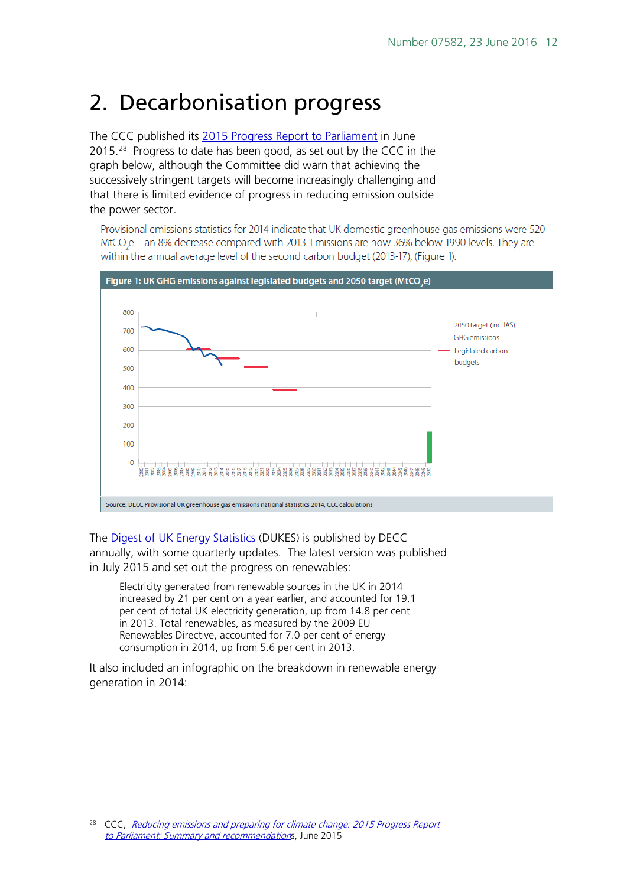# 2. Decarbonisation progress

The CCC published its 2015 Progress Report to Parliament in June 2015.[28] Progress to date has been good, as set out by the CCC in the graph below, although the Committee did warn that achieving the successively stringent targets will become increasingly challenging and that there is limited evidence of progress in reducing emission outside the power sector.

> Provisional emissions statistics for 2014 indicate that UK domestic greenhouse gas emissions were 520 $MtCO_2e$ – an 8% decrease compared with 2013. Emissions are now 36% below 1990 levels. They are within the annual average level of the second carbon budget (2013-17), (Figure 1).

**Figure 1: UK GHG emissions against legislated budgets and 2050 target ($MtCO_2e$)**

Source: DECC Provisional UK greenhouse gas emissions national statistics 2014, CCC calculations

The Digest of UK Energy Statistics (DUKES) is published by DECC annually, with some quarterly updates. The latest version was published in July 2015 and set out the progress on renewables:

> Electricity generated from renewable sources in the UK in 2014 increased by 21 per cent on a year earlier, and accounted for 19.1 per cent of total UK electricity generation, up from 14.8 per cent in 2013. Total renewables, as measured by the 2009 EU Renewables Directive, accounted for 7.0 per cent of energy consumption in 2014, up from 5.6 per cent in 2013.

It also included an infographic on the breakdown in renewable energy generation in 2014:

---

[28] CCC, *Reducing emissions and preparing for climate change: 2015 Progress Report to Parliament: Summary and recommendations*, June 2015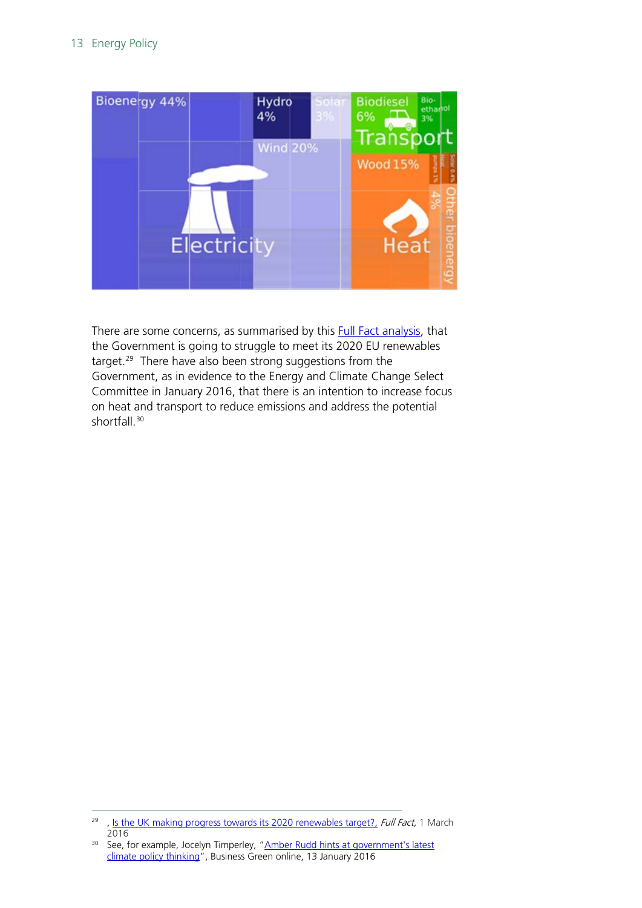There are some concerns, as summarised by this Full Fact analysis, that the Government is going to struggle to meet its 2020 EU renewables target.[29] There have also been strong suggestions from the Government, as in evidence to the Energy and Climate Change Select Committee in January 2016, that there is an intention to increase focus on heat and transport to reduce emissions and address the potential shortfall.[30]

---

[29] , Is the UK making progress towards its 2020 renewables target?, *Full Fact*, 1 March 2016

[30] See, for example, Jocelyn Timperley, "Amber Rudd hints at government's latest climate policy thinking", Business Green online, 13 January 2016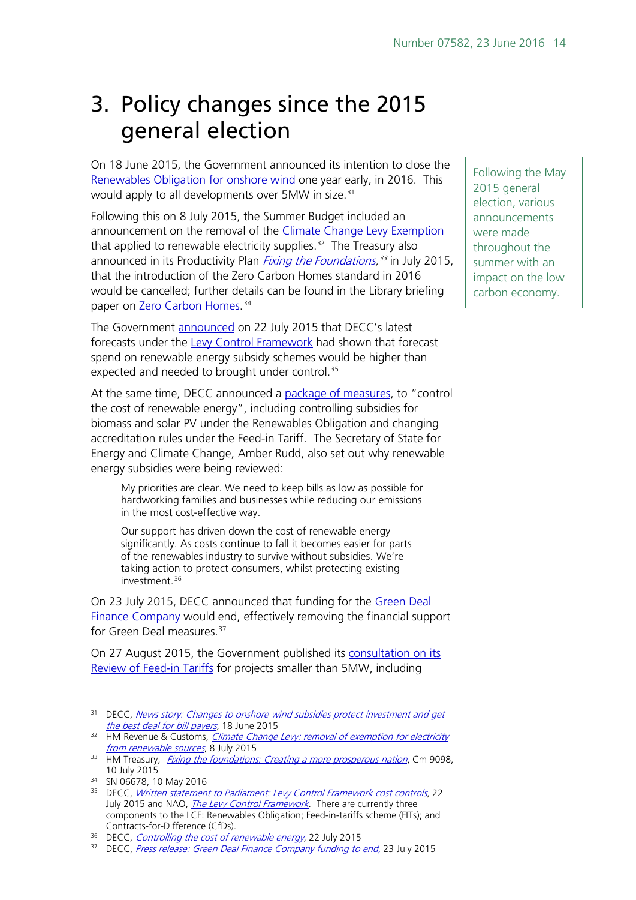# 3. Policy changes since the 2015 general election

On 18 June 2015, the Government announced its intention to close the Renewables Obligation for onshore wind one year early, in 2016. This would apply to all developments over 5MW in size.[31]

Following the May 2015 general election, various announcements were made throughout the summer with an impact on the low carbon economy.

Following this on 8 July 2015, the Summer Budget included an announcement on the removal of the Climate Change Levy Exemption that applied to renewable electricity supplies.[32] The Treasury also announced in its Productivity Plan *Fixing the Foundations*,[33] in July 2015, that the introduction of the Zero Carbon Homes standard in 2016 would be cancelled; further details can be found in the Library briefing paper on Zero Carbon Homes.[34]

The Government announced on 22 July 2015 that DECC's latest forecasts under the Levy Control Framework had shown that forecast spend on renewable energy subsidy schemes would be higher than expected and needed to brought under control.[35]

At the same time, DECC announced a package of measures, to "control the cost of renewable energy", including controlling subsidies for biomass and solar PV under the Renewables Obligation and changing accreditation rules under the Feed-in Tariff. The Secretary of State for Energy and Climate Change, Amber Rudd, also set out why renewable energy subsidies were being reviewed:

> My priorities are clear. We need to keep bills as low as possible for hardworking families and businesses while reducing our emissions in the most cost-effective way.
>
> Our support has driven down the cost of renewable energy significantly. As costs continue to fall it becomes easier for parts of the renewables industry to survive without subsidies. We're taking action to protect consumers, whilst protecting existing investment.[36]

On 23 July 2015, DECC announced that funding for the Green Deal Finance Company would end, effectively removing the financial support for Green Deal measures.[37]

On 27 August 2015, the Government published its consultation on its Review of Feed-in Tariffs for projects smaller than 5MW, including

---

[31] DECC, *News story: Changes to onshore wind subsidies protect investment and get the best deal for bill payers*, 18 June 2015

[32] HM Revenue & Customs, *Climate Change Levy: removal of exemption for electricity from renewable sources*, 8 July 2015

[33] HM Treasury, *Fixing the foundations: Creating a more prosperous nation*, Cm 9098, 10 July 2015

[34] SN 06678, 10 May 2016

[35] DECC, *Written statement to Parliament: Levy Control Framework cost controls*, 22 July 2015 and NAO, *The Levy Control Framework*. There are currently three components to the LCF: Renewables Obligation; Feed-in-tariffs scheme (FITs); and Contracts-for-Difference (CfDs).

[36] DECC, *Controlling the cost of renewable energy*, 22 July 2015

[37] DECC, *Press release: Green Deal Finance Company funding to end*, 23 July 2015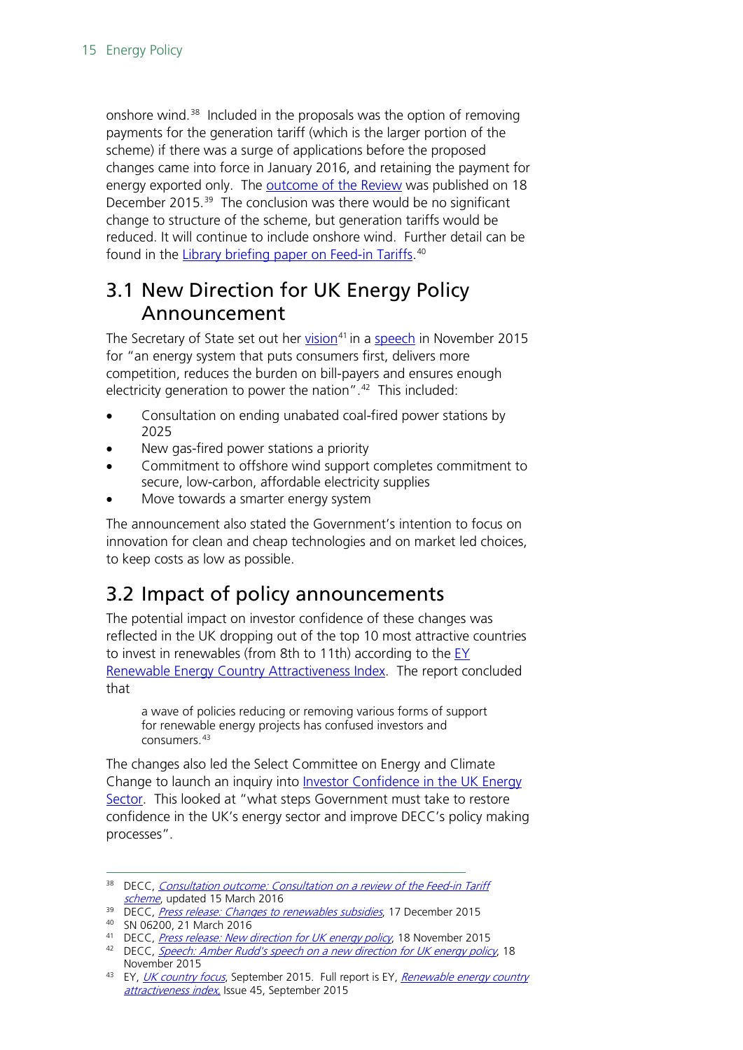onshore wind.[38] Included in the proposals was the option of removing payments for the generation tariff (which is the larger portion of the scheme) if there was a surge of applications before the proposed changes came into force in January 2016, and retaining the payment for energy exported only. The outcome of the Review was published on 18 December 2015.[39] The conclusion was there would be no significant change to structure of the scheme, but generation tariffs would be reduced. It will continue to include onshore wind. Further detail can be found in the Library briefing paper on Feed-in Tariffs.[40]

## 3.1 New Direction for UK Energy Policy Announcement

The Secretary of State set out her vision[41] in a speech in November 2015 for "an energy system that puts consumers first, delivers more competition, reduces the burden on bill-payers and ensures enough electricity generation to power the nation".[42] This included:

- Consultation on ending unabated coal-fired power stations by 2025
- New gas-fired power stations a priority
- Commitment to offshore wind support completes commitment to secure, low-carbon, affordable electricity supplies
- Move towards a smarter energy system

The announcement also stated the Government's intention to focus on innovation for clean and cheap technologies and on market led choices, to keep costs as low as possible.

## 3.2 Impact of policy announcements

The potential impact on investor confidence of these changes was reflected in the UK dropping out of the top 10 most attractive countries to invest in renewables (from 8th to 11th) according to the EY Renewable Energy Country Attractiveness Index. The report concluded that

> a wave of policies reducing or removing various forms of support for renewable energy projects has confused investors and consumers.[43]

The changes also led the Select Committee on Energy and Climate Change to launch an inquiry into Investor Confidence in the UK Energy Sector. This looked at "what steps Government must take to restore confidence in the UK's energy sector and improve DECC's policy making processes".

---

[38] DECC, *Consultation outcome: Consultation on a review of the Feed-in Tariff scheme*, updated 15 March 2016

[39] DECC, *Press release: Changes to renewables subsidies*, 17 December 2015

[40] SN 06200, 21 March 2016

[41] DECC, *Press release: New direction for UK energy policy*, 18 November 2015

[42] DECC, *Speech: Amber Rudd's speech on a new direction for UK energy policy*, 18 November 2015

[43] EY, *UK country focus*, September 2015. Full report is EY, *Renewable energy country attractiveness index*, Issue 45, September 2015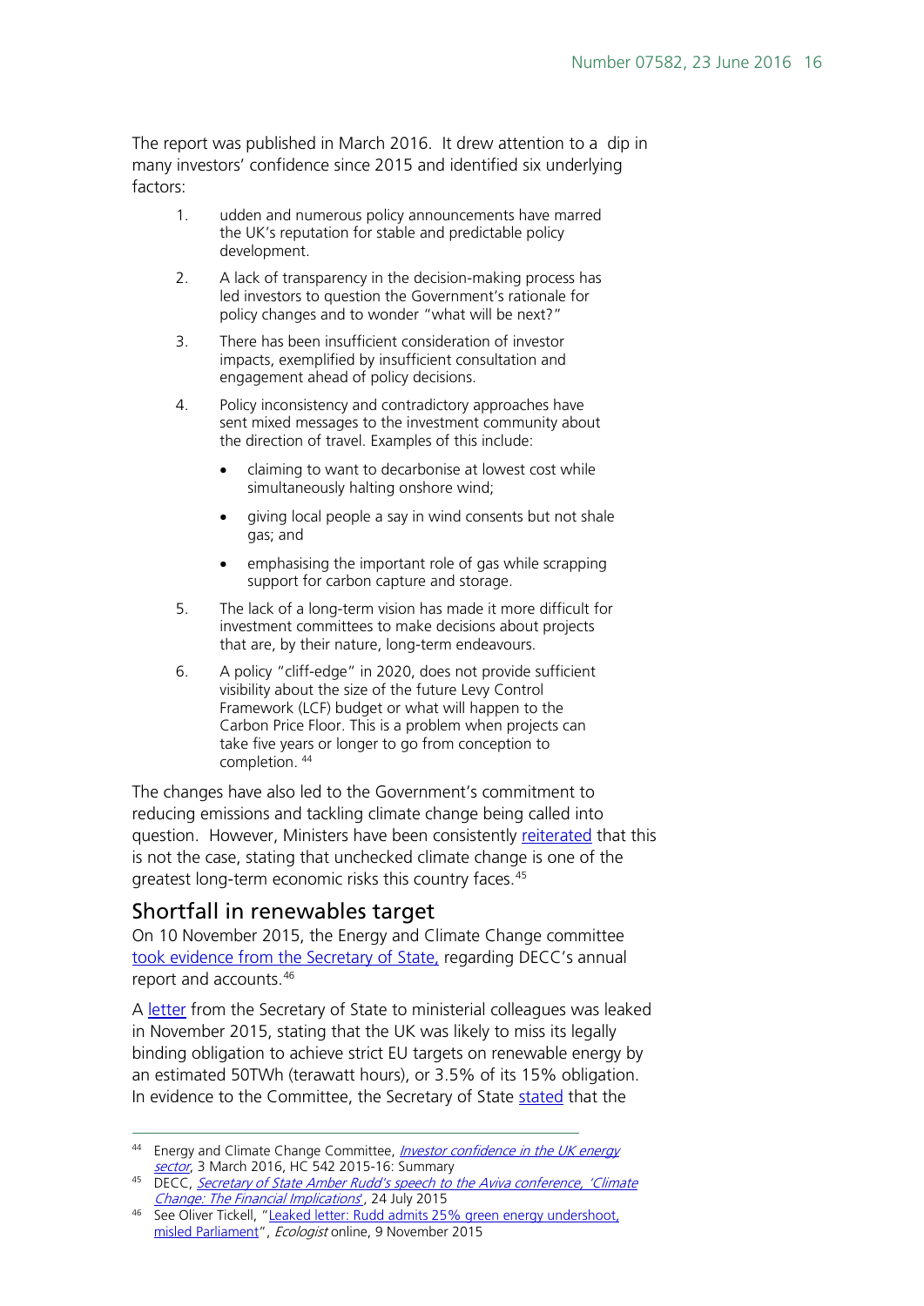The report was published in March 2016. It drew attention to a dip in many investors' confidence since 2015 and identified six underlying factors:

1. udden and numerous policy announcements have marred the UK's reputation for stable and predictable policy development.
2. A lack of transparency in the decision-making process has led investors to question the Government's rationale for policy changes and to wonder "what will be next?"
3. There has been insufficient consideration of investor impacts, exemplified by insufficient consultation and engagement ahead of policy decisions.
4. Policy inconsistency and contradictory approaches have sent mixed messages to the investment community about the direction of travel. Examples of this include:
   - claiming to want to decarbonise at lowest cost while simultaneously halting onshore wind;
   - giving local people a say in wind consents but not shale gas; and
   - emphasising the important role of gas while scrapping support for carbon capture and storage.
5. The lack of a long-term vision has made it more difficult for investment committees to make decisions about projects that are, by their nature, long-term endeavours.
6. A policy "cliff-edge" in 2020, does not provide sufficient visibility about the size of the future Levy Control Framework (LCF) budget or what will happen to the Carbon Price Floor. This is a problem when projects can take five years or longer to go from conception to completion. [44]

The changes have also led to the Government's commitment to reducing emissions and tackling climate change being called into question. However, Ministers have been consistently reiterated that this is not the case, stating that unchecked climate change is one of the greatest long-term economic risks this country faces.[45]

## Shortfall in renewables target

On 10 November 2015, the Energy and Climate Change committee took evidence from the Secretary of State, regarding DECC's annual report and accounts.[46]

A letter from the Secretary of State to ministerial colleagues was leaked in November 2015, stating that the UK was likely to miss its legally binding obligation to achieve strict EU targets on renewable energy by an estimated 50TWh (terawatt hours), or 3.5% of its 15% obligation. In evidence to the Committee, the Secretary of State stated that the

---

[44] Energy and Climate Change Committee, *Investor confidence in the UK energy sector*, 3 March 2016, HC 542 2015-16: Summary

[45] DECC, *Secretary of State Amber Rudd's speech to the Aviva conference, 'Climate Change: The Financial Implications'*, 24 July 2015

[46] See Oliver Tickell, "Leaked letter: Rudd admits 25% green energy undershoot, misled Parliament", *Ecologist* online, 9 November 2015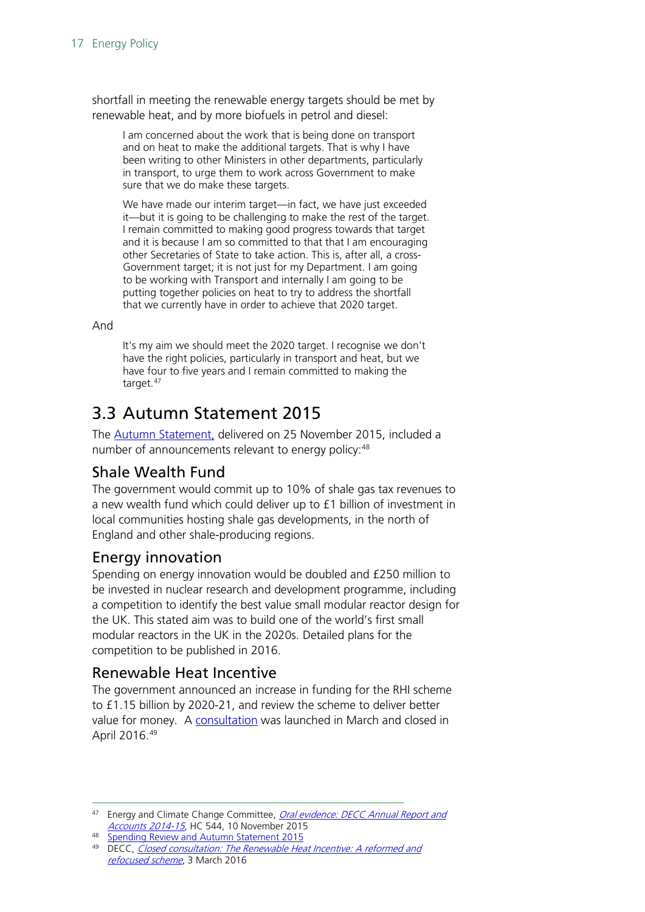shortfall in meeting the renewable energy targets should be met by renewable heat, and by more biofuels in petrol and diesel:

> I am concerned about the work that is being done on transport and on heat to make the additional targets. That is why I have been writing to other Ministers in other departments, particularly in transport, to urge them to work across Government to make sure that we do make these targets.
>
> We have made our interim target—in fact, we have just exceeded it—but it is going to be challenging to make the rest of the target. I remain committed to making good progress towards that target and it is because I am so committed to that that I am encouraging other Secretaries of State to take action. This is, after all, a cross-Government target; it is not just for my Department. I am going to be working with Transport and internally I am going to be putting together policies on heat to try to address the shortfall that we currently have in order to achieve that 2020 target.

And

> It's my aim we should meet the 2020 target. I recognise we don't have the right policies, particularly in transport and heat, but we have four to five years and I remain committed to making the target.[47]

## 3.3 Autumn Statement 2015

The Autumn Statement, delivered on 25 November 2015, included a number of announcements relevant to energy policy:[48]

### Shale Wealth Fund

The government would commit up to 10% of shale gas tax revenues to a new wealth fund which could deliver up to £1 billion of investment in local communities hosting shale gas developments, in the north of England and other shale-producing regions.

### Energy innovation

Spending on energy innovation would be doubled and £250 million to be invested in nuclear research and development programme, including a competition to identify the best value small modular reactor design for the UK. This stated aim was to build one of the world's first small modular reactors in the UK in the 2020s. Detailed plans for the competition to be published in 2016.

### Renewable Heat Incentive

The government announced an increase in funding for the RHI scheme to £1.15 billion by 2020-21, and review the scheme to deliver better value for money. A consultation was launched in March and closed in April 2016.[49]

---

[47] Energy and Climate Change Committee, *Oral evidence: DECC Annual Report and Accounts 2014-15*, HC 544, 10 November 2015

[48] Spending Review and Autumn Statement 2015

[49] DECC, *Closed consultation: The Renewable Heat Incentive: A reformed and refocused scheme*, 3 March 2016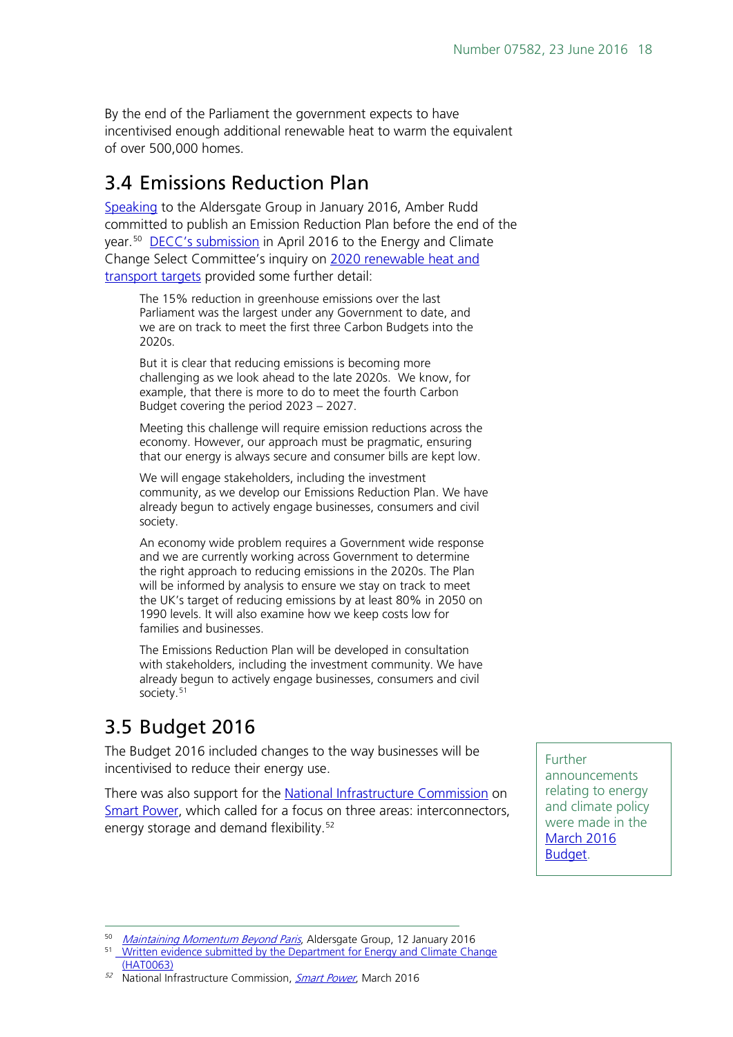By the end of the Parliament the government expects to have incentivised enough additional renewable heat to warm the equivalent of over 500,000 homes.

## 3.4 Emissions Reduction Plan

Speaking to the Aldersgate Group in January 2016, Amber Rudd committed to publish an Emission Reduction Plan before the end of the year.[50] DECC's submission in April 2016 to the Energy and Climate Change Select Committee's inquiry on 2020 renewable heat and transport targets provided some further detail:

> The 15% reduction in greenhouse emissions over the last Parliament was the largest under any Government to date, and we are on track to meet the first three Carbon Budgets into the 2020s.
>
> But it is clear that reducing emissions is becoming more challenging as we look ahead to the late 2020s. We know, for example, that there is more to do to meet the fourth Carbon Budget covering the period 2023 – 2027.
>
> Meeting this challenge will require emission reductions across the economy. However, our approach must be pragmatic, ensuring that our energy is always secure and consumer bills are kept low.
>
> We will engage stakeholders, including the investment community, as we develop our Emissions Reduction Plan. We have already begun to actively engage businesses, consumers and civil society.
>
> An economy wide problem requires a Government wide response and we are currently working across Government to determine the right approach to reducing emissions in the 2020s. The Plan will be informed by analysis to ensure we stay on track to meet the UK's target of reducing emissions by at least 80% in 2050 on 1990 levels. It will also examine how we keep costs low for families and businesses.
>
> The Emissions Reduction Plan will be developed in consultation with stakeholders, including the investment community. We have already begun to actively engage businesses, consumers and civil society.[51]

## 3.5 Budget 2016

The Budget 2016 included changes to the way businesses will be incentivised to reduce their energy use.

There was also support for the National Infrastructure Commission on Smart Power, which called for a focus on three areas: interconnectors, energy storage and demand flexibility.[52]

Further announcements relating to energy and climate policy were made in the March 2016 Budget.

[50] *Maintaining Momentum Beyond Paris*, Aldersgate Group, 12 January 2016

[51] Written evidence submitted by the Department for Energy and Climate Change (HAT0063)

[52] National Infrastructure Commission, *Smart Power*, March 2016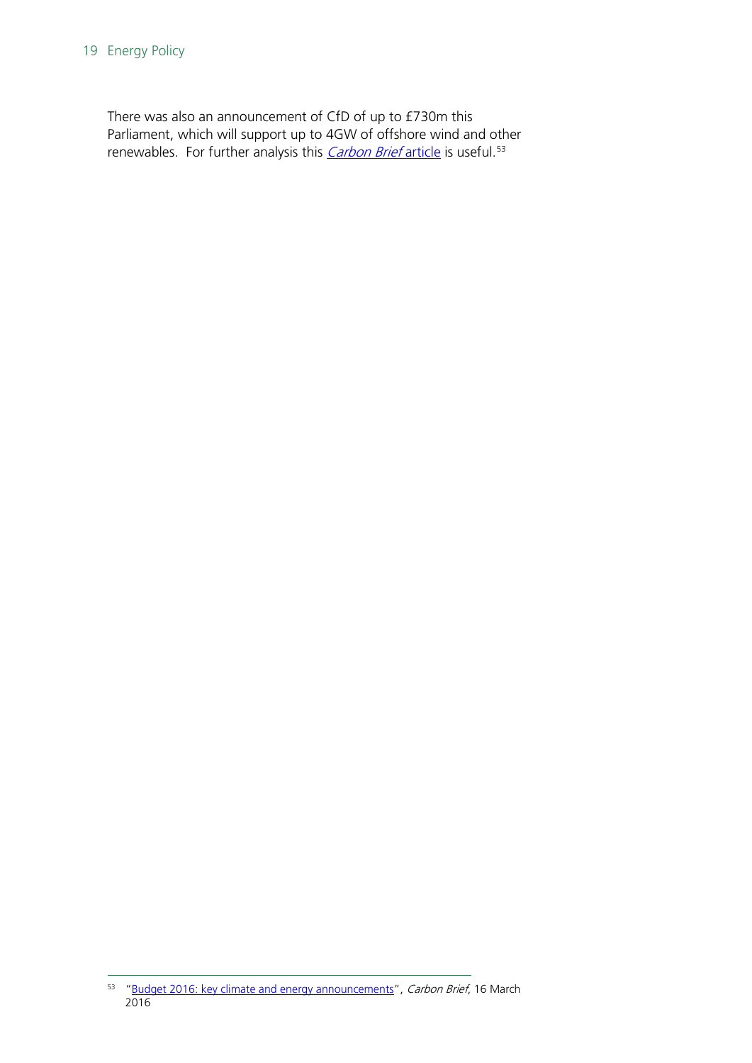There was also an announcement of CfD of up to £730m this Parliament, which will support up to 4GW of offshore wind and other renewables. For further analysis this *Carbon Brief* article is useful.[53]

---

[53] "Budget 2016: key climate and energy announcements", *Carbon Brief*, 16 March 2016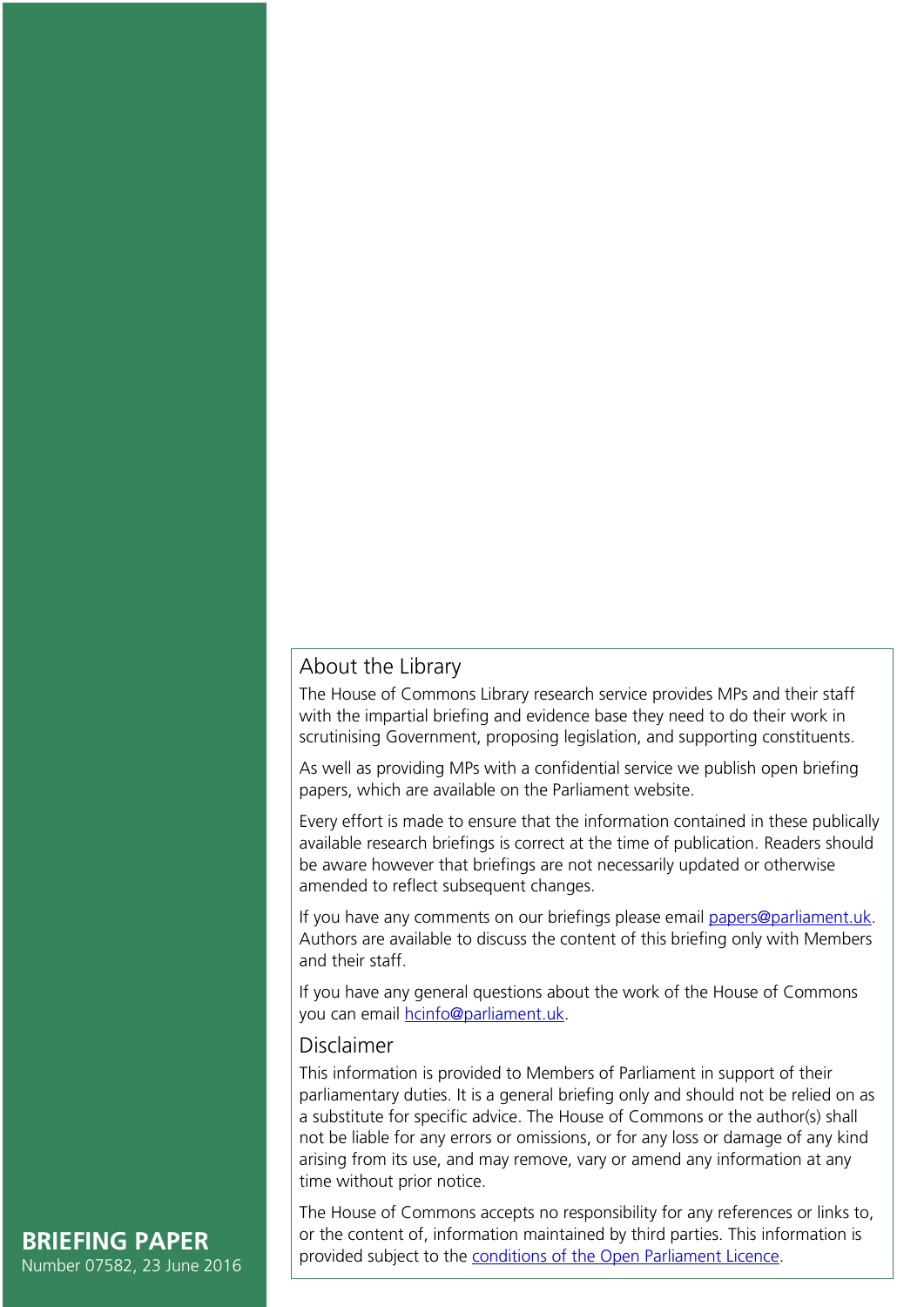## About the Library

The House of Commons Library research service provides MPs and their staff with the impartial briefing and evidence base they need to do their work in scrutinising Government, proposing legislation, and supporting constituents.

As well as providing MPs with a confidential service we publish open briefing papers, which are available on the Parliament website.

Every effort is made to ensure that the information contained in these publically available research briefings is correct at the time of publication. Readers should be aware however that briefings are not necessarily updated or otherwise amended to reflect subsequent changes.

If you have any comments on our briefings please email papers@parliament.uk. Authors are available to discuss the content of this briefing only with Members and their staff.

If you have any general questions about the work of the House of Commons you can email hcinfo@parliament.uk.

## Disclaimer

This information is provided to Members of Parliament in support of their parliamentary duties. It is a general briefing only and should not be relied on as a substitute for specific advice. The House of Commons or the author(s) shall not be liable for any errors or omissions, or for any loss or damage of any kind arising from its use, and may remove, vary or amend any information at any time without prior notice.

The House of Commons accepts no responsibility for any references or links to, or the content of, information maintained by third parties. This information is provided subject to the conditions of the Open Parliament Licence.

**BRIEFING PAPER**
Number 07582, 23 June 2016